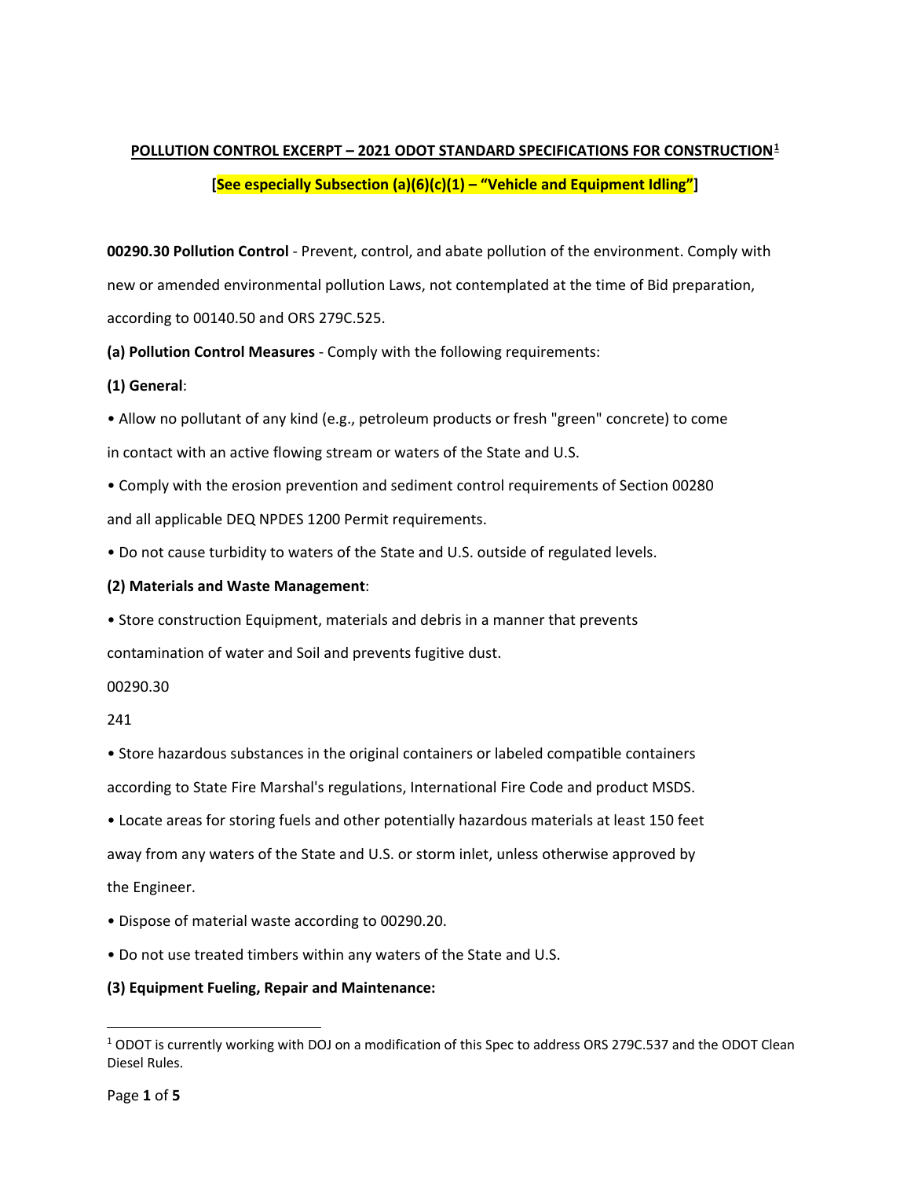**POLLUTION CONTROL EXCERPT – 2021 ODOT STANDARD SPECIFICATIONS FOR CONSTRUCTION**[1]

**[See especially Subsection (a)(6)(c)(1) – "Vehicle and Equipment Idling"]**

**00290.30 Pollution Control** - Prevent, control, and abate pollution of the environment. Comply with new or amended environmental pollution Laws, not contemplated at the time of Bid preparation, according to 00140.50 and ORS 279C.525.

**(a) Pollution Control Measures** - Comply with the following requirements:

**(1) General**:

- Allow no pollutant of any kind (e.g., petroleum products or fresh "green" concrete) to come in contact with an active flowing stream or waters of the State and U.S.
- Comply with the erosion prevention and sediment control requirements of Section 00280 and all applicable DEQ NPDES 1200 Permit requirements.
- Do not cause turbidity to waters of the State and U.S. outside of regulated levels.

**(2) Materials and Waste Management**:

- Store construction Equipment, materials and debris in a manner that prevents contamination of water and Soil and prevents fugitive dust.
- Store hazardous substances in the original containers or labeled compatible containers according to State Fire Marshal's regulations, International Fire Code and product MSDS.
- Locate areas for storing fuels and other potentially hazardous materials at least 150 feet away from any waters of the State and U.S. or storm inlet, unless otherwise approved by the Engineer.
- Dispose of material waste according to 00290.20.
- Do not use treated timbers within any waters of the State and U.S.

**(3) Equipment Fueling, Repair and Maintenance:**

[1] ODOT is currently working with DOJ on a modification of this Spec to address ORS 279C.537 and the ODOT Clean Diesel Rules.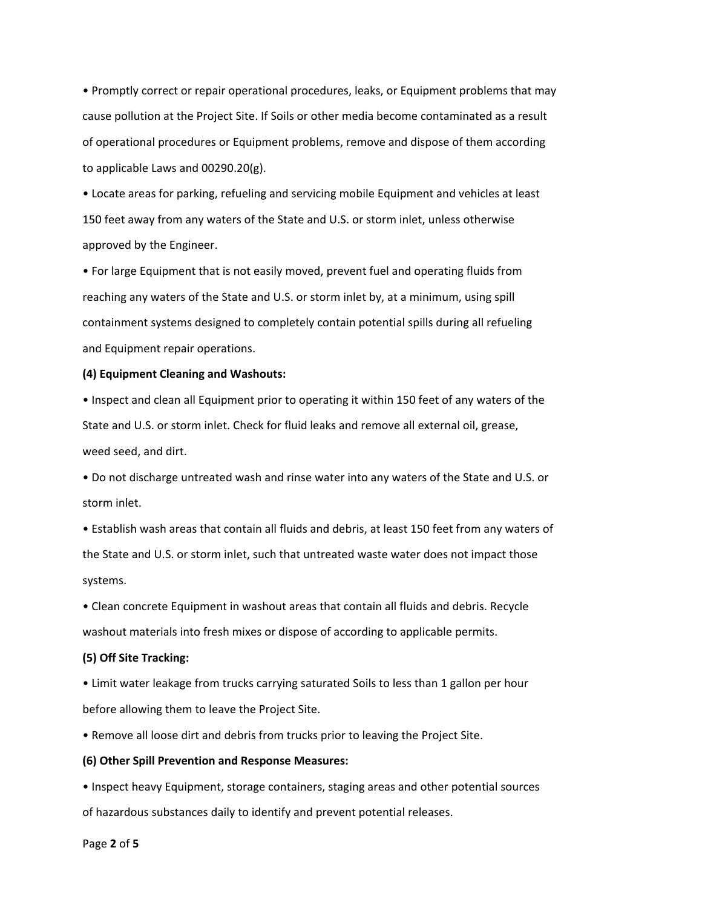- Promptly correct or repair operational procedures, leaks, or Equipment problems that may cause pollution at the Project Site. If Soils or other media become contaminated as a result of operational procedures or Equipment problems, remove and dispose of them according to applicable Laws and 00290.20(g).
- Locate areas for parking, refueling and servicing mobile Equipment and vehicles at least 150 feet away from any waters of the State and U.S. or storm inlet, unless otherwise approved by the Engineer.
- For large Equipment that is not easily moved, prevent fuel and operating fluids from reaching any waters of the State and U.S. or storm inlet by, at a minimum, using spill containment systems designed to completely contain potential spills during all refueling and Equipment repair operations.

**(4) Equipment Cleaning and Washouts:**

- Inspect and clean all Equipment prior to operating it within 150 feet of any waters of the State and U.S. or storm inlet. Check for fluid leaks and remove all external oil, grease, weed seed, and dirt.
- Do not discharge untreated wash and rinse water into any waters of the State and U.S. or storm inlet.
- Establish wash areas that contain all fluids and debris, at least 150 feet from any waters of the State and U.S. or storm inlet, such that untreated waste water does not impact those systems.
- Clean concrete Equipment in washout areas that contain all fluids and debris. Recycle washout materials into fresh mixes or dispose of according to applicable permits.

**(5) Off Site Tracking:**

- Limit water leakage from trucks carrying saturated Soils to less than 1 gallon per hour before allowing them to leave the Project Site.
- Remove all loose dirt and debris from trucks prior to leaving the Project Site.

**(6) Other Spill Prevention and Response Measures:**

- Inspect heavy Equipment, storage containers, staging areas and other potential sources of hazardous substances daily to identify and prevent potential releases.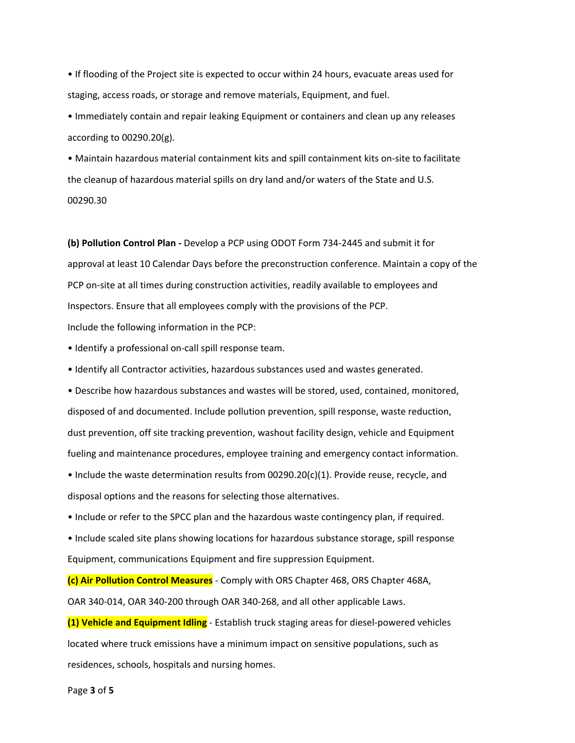- If flooding of the Project site is expected to occur within 24 hours, evacuate areas used for staging, access roads, or storage and remove materials, Equipment, and fuel.
- Immediately contain and repair leaking Equipment or containers and clean up any releases according to 00290.20(g).
- Maintain hazardous material containment kits and spill containment kits on-site to facilitate the cleanup of hazardous material spills on dry land and/or waters of the State and U.S.

00290.30

**(b) Pollution Control Plan -** Develop a PCP using ODOT Form 734-2445 and submit it for approval at least 10 Calendar Days before the preconstruction conference. Maintain a copy of the PCP on-site at all times during construction activities, readily available to employees and Inspectors. Ensure that all employees comply with the provisions of the PCP.

Include the following information in the PCP:

- Identify a professional on-call spill response team.
- Identify all Contractor activities, hazardous substances used and wastes generated.
- Describe how hazardous substances and wastes will be stored, used, contained, monitored, disposed of and documented. Include pollution prevention, spill response, waste reduction, dust prevention, off site tracking prevention, washout facility design, vehicle and Equipment fueling and maintenance procedures, employee training and emergency contact information.
- Include the waste determination results from 00290.20(c)(1). Provide reuse, recycle, and disposal options and the reasons for selecting those alternatives.
- Include or refer to the SPCC plan and the hazardous waste contingency plan, if required.
- Include scaled site plans showing locations for hazardous substance storage, spill response Equipment, communications Equipment and fire suppression Equipment.

**(c) Air Pollution Control Measures** - Comply with ORS Chapter 468, ORS Chapter 468A, OAR 340-014, OAR 340-200 through OAR 340-268, and all other applicable Laws.

**(1) Vehicle and Equipment Idling** - Establish truck staging areas for diesel-powered vehicles located where truck emissions have a minimum impact on sensitive populations, such as residences, schools, hospitals and nursing homes.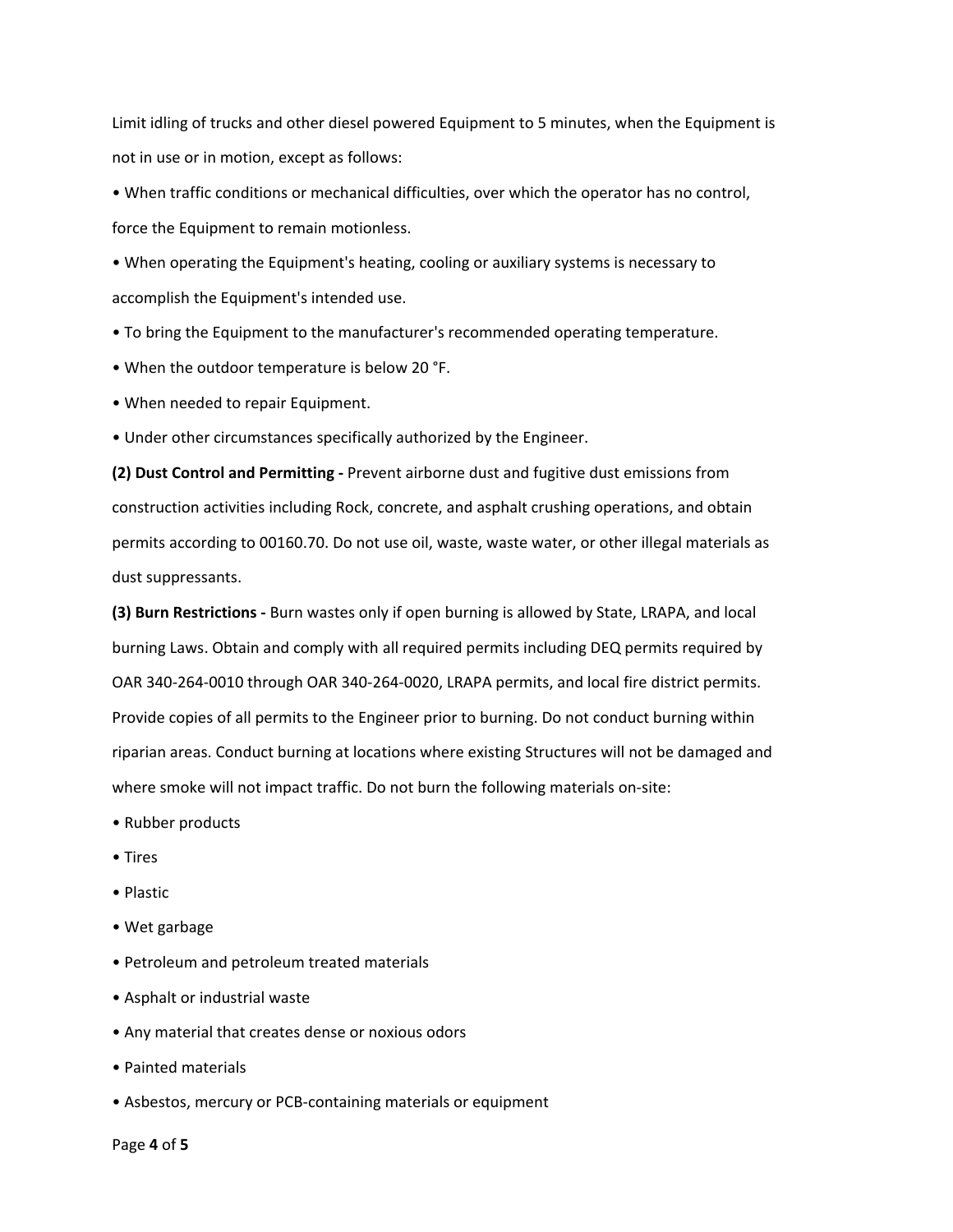Limit idling of trucks and other diesel powered Equipment to 5 minutes, when the Equipment is not in use or in motion, except as follows:

- When traffic conditions or mechanical difficulties, over which the operator has no control, force the Equipment to remain motionless.
- When operating the Equipment's heating, cooling or auxiliary systems is necessary to accomplish the Equipment's intended use.
- To bring the Equipment to the manufacturer's recommended operating temperature.
- When the outdoor temperature is below 20 °F.
- When needed to repair Equipment.
- Under other circumstances specifically authorized by the Engineer.

**(2) Dust Control and Permitting -** Prevent airborne dust and fugitive dust emissions from construction activities including Rock, concrete, and asphalt crushing operations, and obtain permits according to 00160.70. Do not use oil, waste, waste water, or other illegal materials as dust suppressants.

**(3) Burn Restrictions -** Burn wastes only if open burning is allowed by State, LRAPA, and local burning Laws. Obtain and comply with all required permits including DEQ permits required by OAR 340-264-0010 through OAR 340-264-0020, LRAPA permits, and local fire district permits. Provide copies of all permits to the Engineer prior to burning. Do not conduct burning within riparian areas. Conduct burning at locations where existing Structures will not be damaged and where smoke will not impact traffic. Do not burn the following materials on-site:

- Rubber products
- Tires
- Plastic
- Wet garbage
- Petroleum and petroleum treated materials
- Asphalt or industrial waste
- Any material that creates dense or noxious odors
- Painted materials
- Asbestos, mercury or PCB-containing materials or equipment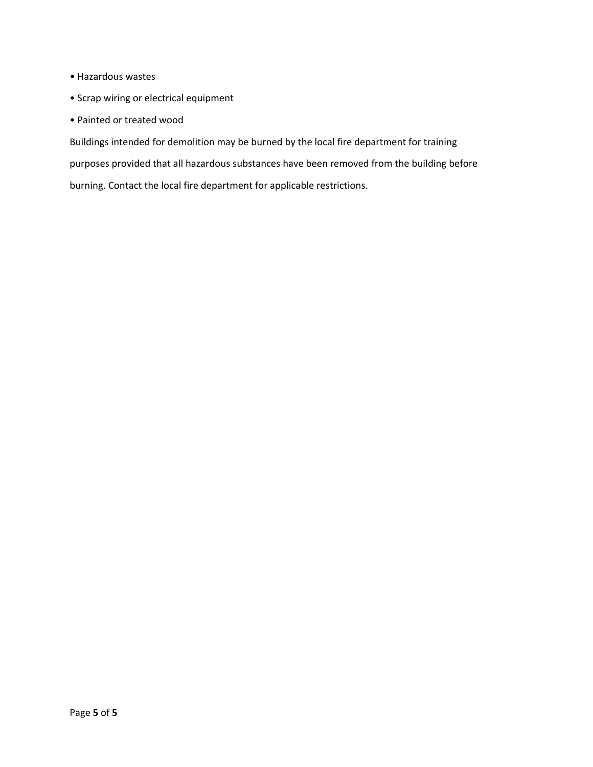- Hazardous wastes
- Scrap wiring or electrical equipment
- Painted or treated wood

Buildings intended for demolition may be burned by the local fire department for training purposes provided that all hazardous substances have been removed from the building before burning. Contact the local fire department for applicable restrictions.